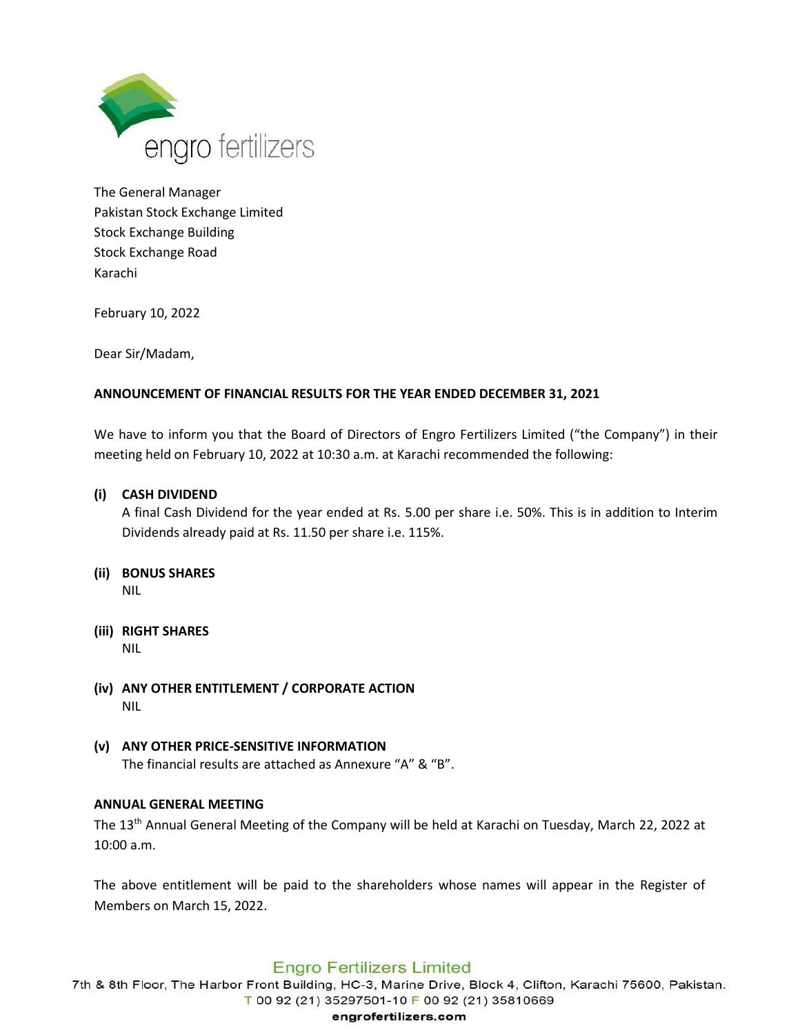engro fertilizers

The General Manager
Pakistan Stock Exchange Limited
Stock Exchange Building
Stock Exchange Road
Karachi

February 10, 2022

Dear Sir/Madam,

**ANNOUNCEMENT OF FINANCIAL RESULTS FOR THE YEAR ENDED DECEMBER 31, 2021**

We have to inform you that the Board of Directors of Engro Fertilizers Limited ("the Company") in their meeting held on February 10, 2022 at 10:30 a.m. at Karachi recommended the following:

**(i) CASH DIVIDEND**
A final Cash Dividend for the year ended at Rs. 5.00 per share i.e. 50%. This is in addition to Interim Dividends already paid at Rs. 11.50 per share i.e. 115%.

**(ii) BONUS SHARES**
NIL

**(iii) RIGHT SHARES**
NIL

**(iv) ANY OTHER ENTITLEMENT / CORPORATE ACTION**
NIL

**(v) ANY OTHER PRICE-SENSITIVE INFORMATION**
The financial results are attached as Annexure "A" & "B".

**ANNUAL GENERAL MEETING**

The 13th Annual General Meeting of the Company will be held at Karachi on Tuesday, March 22, 2022 at 10:00 a.m.

The above entitlement will be paid to the shareholders whose names will appear in the Register of Members on March 15, 2022.

Engro Fertilizers Limited
7th & 8th Floor, The Harbor Front Building, HC-3, Marine Drive, Block 4, Clifton, Karachi 75600, Pakistan.
T 00 92 (21) 35297501-10 F 00 92 (21) 35810669
engrofertilizers.com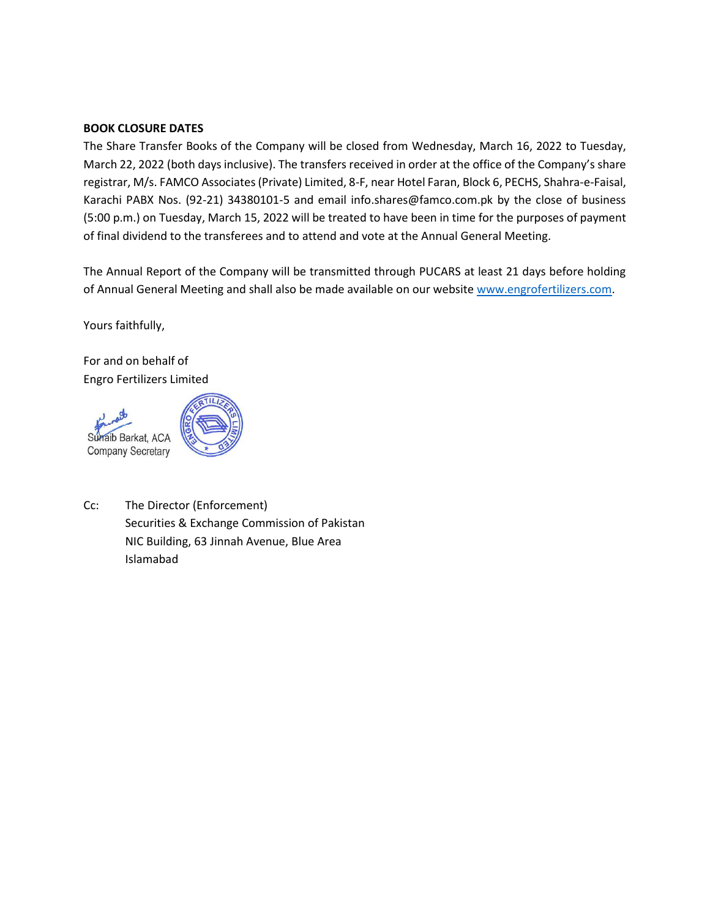**BOOK CLOSURE DATES**

The Share Transfer Books of the Company will be closed from Wednesday, March 16, 2022 to Tuesday, March 22, 2022 (both days inclusive). The transfers received in order at the office of the Company's share registrar, M/s. FAMCO Associates (Private) Limited, 8-F, near Hotel Faran, Block 6, PECHS, Shahra-e-Faisal, Karachi PABX Nos. (92-21) 34380101-5 and email info.shares@famco.com.pk by the close of business (5:00 p.m.) on Tuesday, March 15, 2022 will be treated to have been in time for the purposes of payment of final dividend to the transferees and to attend and vote at the Annual General Meeting.

The Annual Report of the Company will be transmitted through PUCARS at least 21 days before holding of Annual General Meeting and shall also be made available on our website www.engrofertilizers.com.

Yours faithfully,

For and on behalf of
Engro Fertilizers Limited

Sunaib Barkat, ACA
Company Secretary

Cc: The Director (Enforcement)
Securities & Exchange Commission of Pakistan
NIC Building, 63 Jinnah Avenue, Blue Area
Islamabad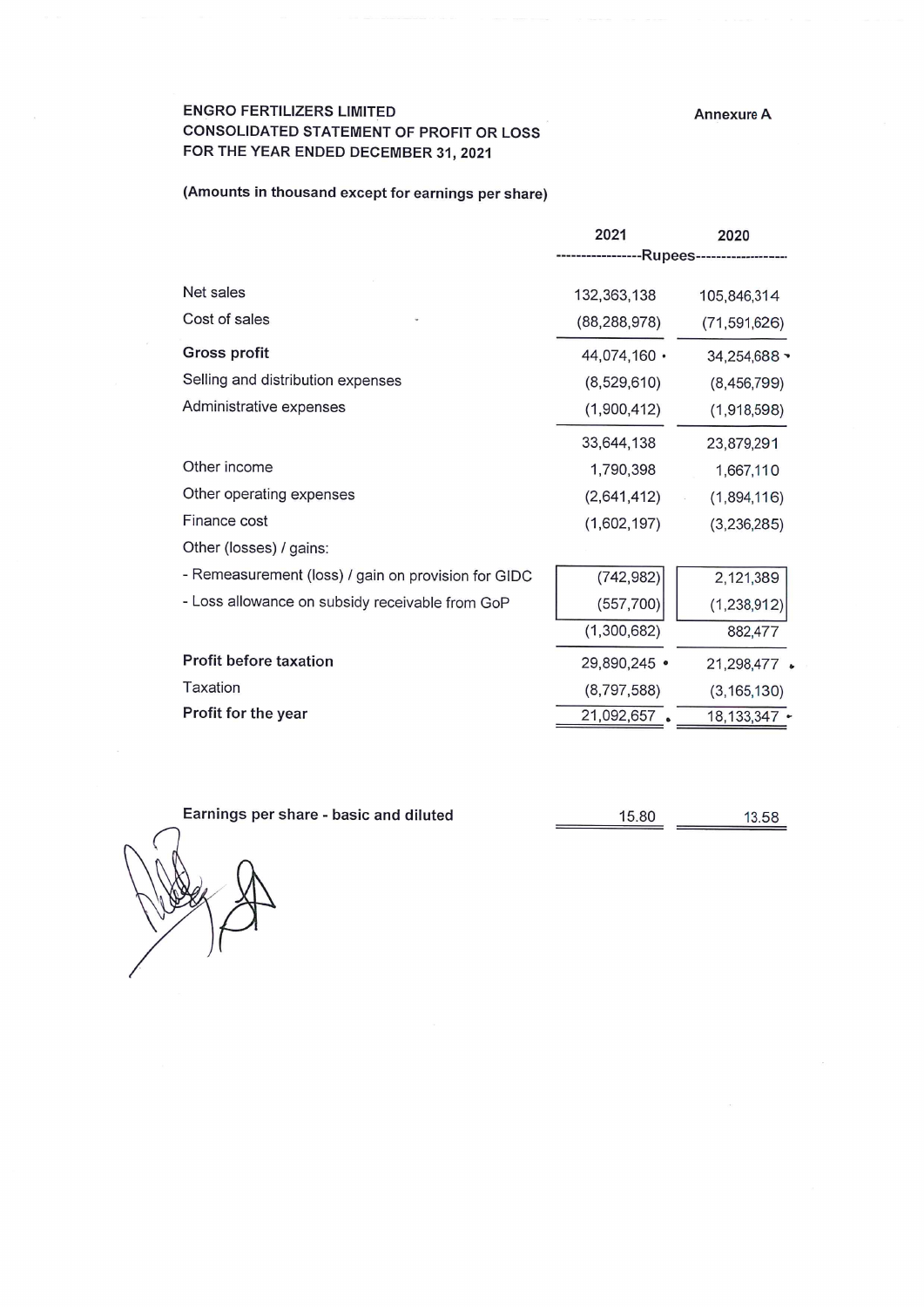**ENGRO FERTILIZERS LIMITED**
**CONSOLIDATED STATEMENT OF PROFIT OR LOSS**
**FOR THE YEAR ENDED DECEMBER 31, 2021**

**Annexure A**

**(Amounts in thousand except for earnings per share)**

| | 2021 | 2020 |
|---|---|---|
| | ---Rupees--- | |
| Net sales | 132,363,138 | 105,846,314 |
| Cost of sales | (88,288,978) | (71,591,626) |
| **Gross profit** | 44,074,160 | 34,254,688 |
| Selling and distribution expenses | (8,529,610) | (8,456,799) |
| Administrative expenses | (1,900,412) | (1,918,598) |
| | 33,644,138 | 23,879,291 |
| Other income | 1,790,398 | 1,667,110 |
| Other operating expenses | (2,641,412) | (1,894,116) |
| Finance cost | (1,602,197) | (3,236,285) |
| Other (losses) / gains: | | |
| - Remeasurement (loss) / gain on provision for GIDC | (742,982) | 2,121,389 |
| - Loss allowance on subsidy receivable from GoP | (557,700) | (1,238,912) |
| | (1,300,682) | 882,477 |
| **Profit before taxation** | 29,890,245 | 21,298,477 |
| Taxation | (8,797,588) | (3,165,130) |
| **Profit for the year** | 21,092,657 | 18,133,347 |
| | | |
| **Earnings per share - basic and diluted** | 15.80 | 13.58 |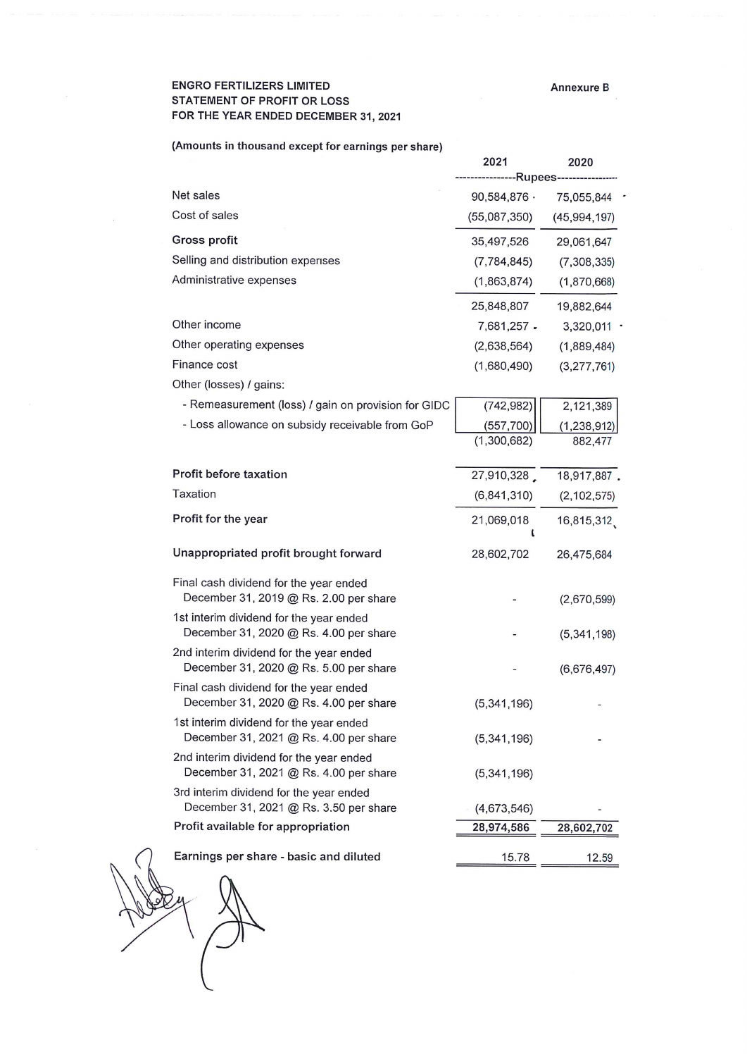**ENGRO FERTILIZERS LIMITED**
**STATEMENT OF PROFIT OR LOSS**
**FOR THE YEAR ENDED DECEMBER 31, 2021**

**Annexure B**

**(Amounts in thousand except for earnings per share)**

| | 2021 | 2020 |
|---|---|---|
| | Rupees | |
| Net sales | 90,584,876 | 75,055,844 |
| Cost of sales | (55,087,350) | (45,994,197) |
| **Gross profit** | 35,497,526 | 29,061,647 |
| Selling and distribution expenses | (7,784,845) | (7,308,335) |
| Administrative expenses | (1,863,874) | (1,870,668) |
| | 25,848,807 | 19,882,644 |
| Other income | 7,681,257 | 3,320,011 |
| Other operating expenses | (2,638,564) | (1,889,484) |
| Finance cost | (1,680,490) | (3,277,761) |
| Other (losses) / gains: | | |
| - Remeasurement (loss) / gain on provision for GIDC | (742,982) | 2,121,389 |
| - Loss allowance on subsidy receivable from GoP | (557,700) | (1,238,912) |
| | (1,300,682) | 882,477 |
| **Profit before taxation** | 27,910,328 | 18,917,887 |
| Taxation | (6,841,310) | (2,102,575) |
| **Profit for the year** | 21,069,018 | 16,815,312 |
| **Unappropriated profit brought forward** | 28,602,702 | 26,475,684 |
| Final cash dividend for the year ended December 31, 2019 @ Rs. 2.00 per share | - | (2,670,599) |
| 1st interim dividend for the year ended December 31, 2020 @ Rs. 4.00 per share | - | (5,341,198) |
| 2nd interim dividend for the year ended December 31, 2020 @ Rs. 5.00 per share | - | (6,676,497) |
| Final cash dividend for the year ended December 31, 2020 @ Rs. 4.00 per share | (5,341,196) | - |
| 1st interim dividend for the year ended December 31, 2021 @ Rs. 4.00 per share | (5,341,196) | - |
| 2nd interim dividend for the year ended December 31, 2021 @ Rs. 4.00 per share | (5,341,196) | |
| 3rd interim dividend for the year ended December 31, 2021 @ Rs. 3.50 per share | (4,673,546) | - |
| **Profit available for appropriation** | **28,974,586** | **28,602,702** |
| **Earnings per share - basic and diluted** | 15.78 | 12.59 |